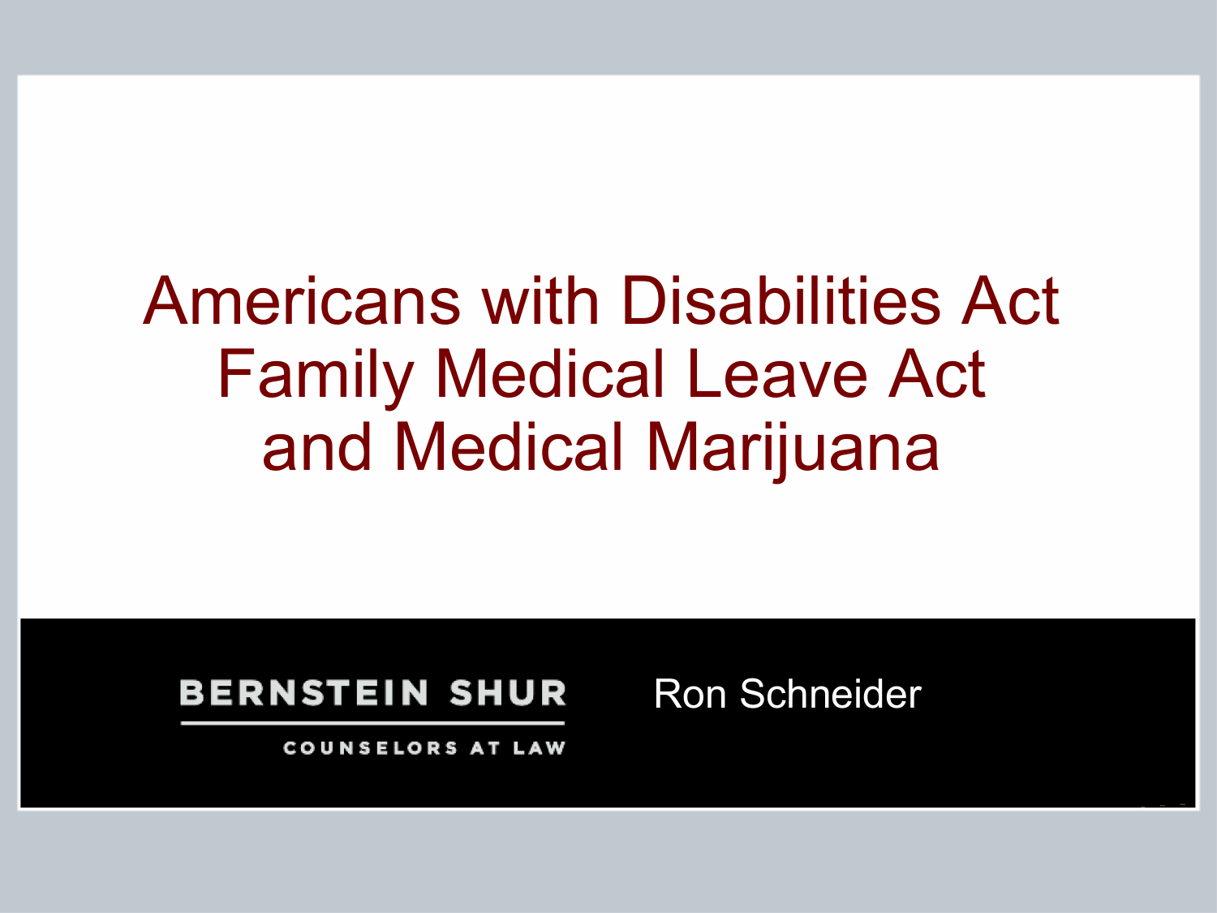# Americans with Disabilities Act
# Family Medical Leave Act
# and Medical Marijuana

BERNSTEIN SHUR

COUNSELORS AT LAW

Ron Schneider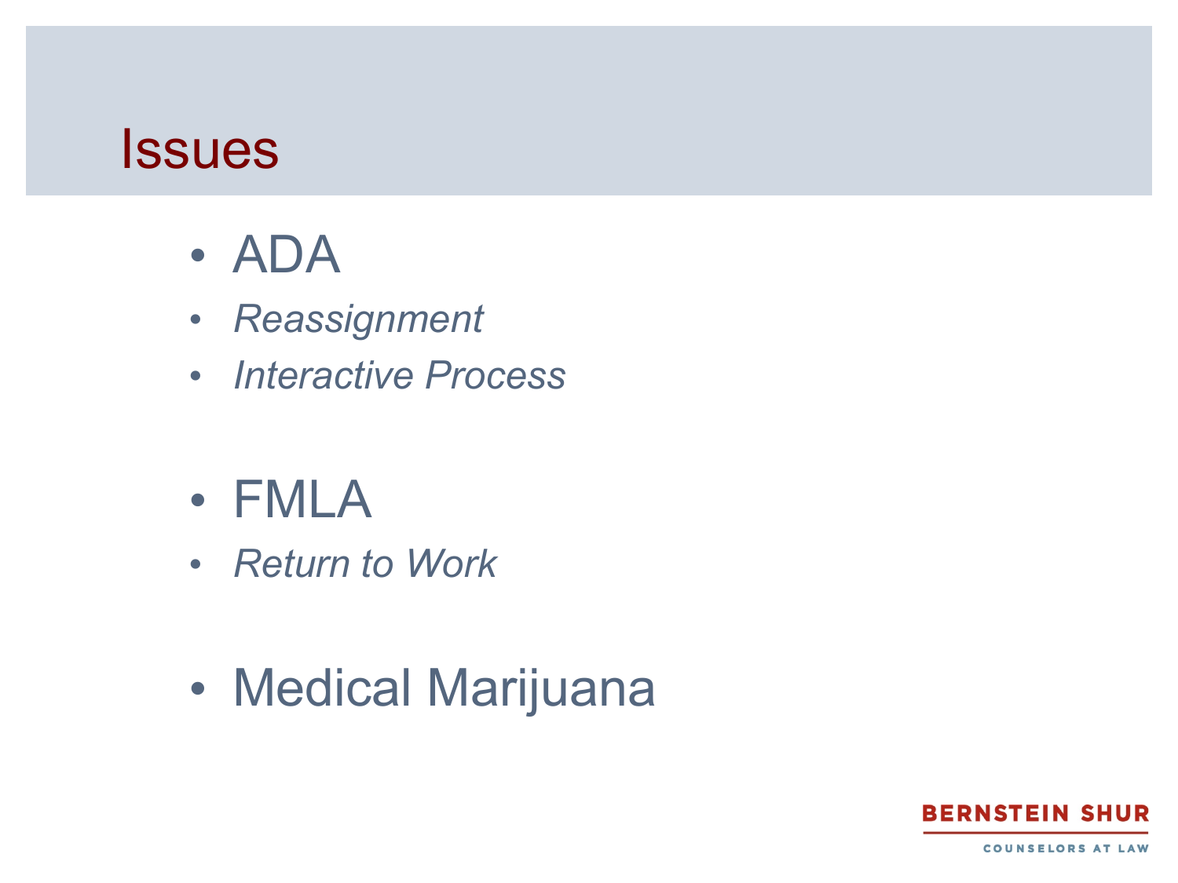# Issues

- ADA
  - *Reassignment*
  - *Interactive Process*
- FMLA
  - *Return to Work*
- Medical Marijuana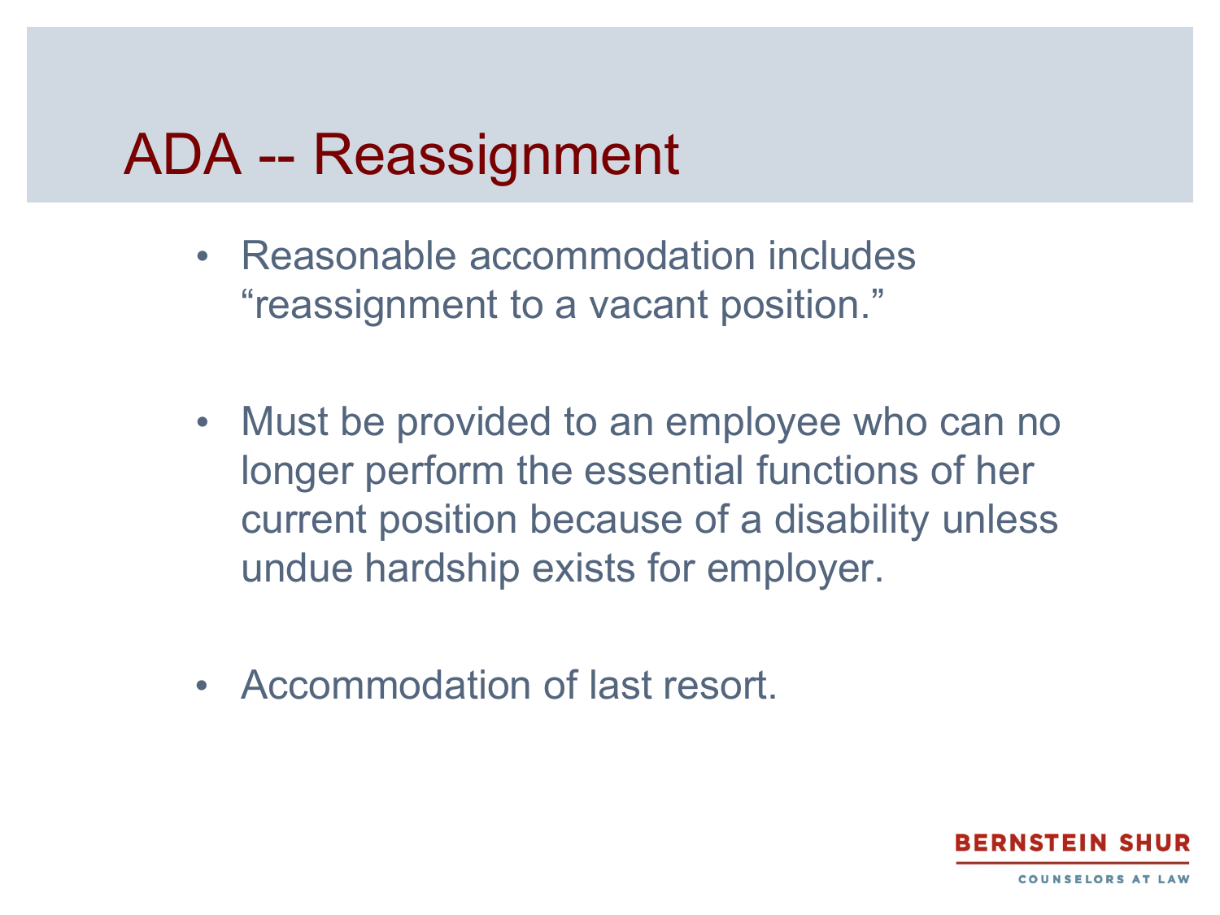# ADA -- Reassignment

- Reasonable accommodation includes “reassignment to a vacant position.”
- Must be provided to an employee who can no longer perform the essential functions of her current position because of a disability unless undue hardship exists for employer.
- Accommodation of last resort.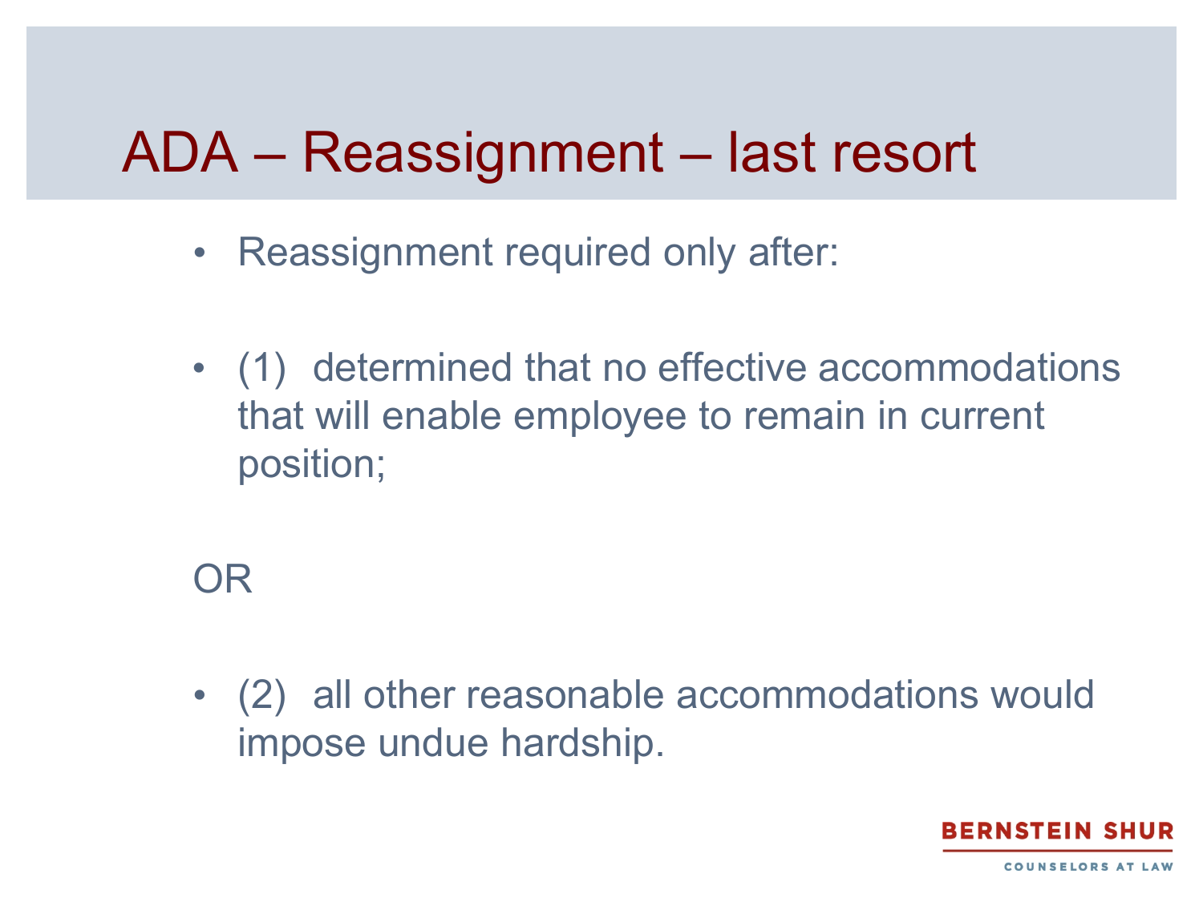# ADA – Reassignment – last resort

- Reassignment required only after:
- (1) determined that no effective accommodations that will enable employee to remain in current position;

OR

- (2) all other reasonable accommodations would impose undue hardship.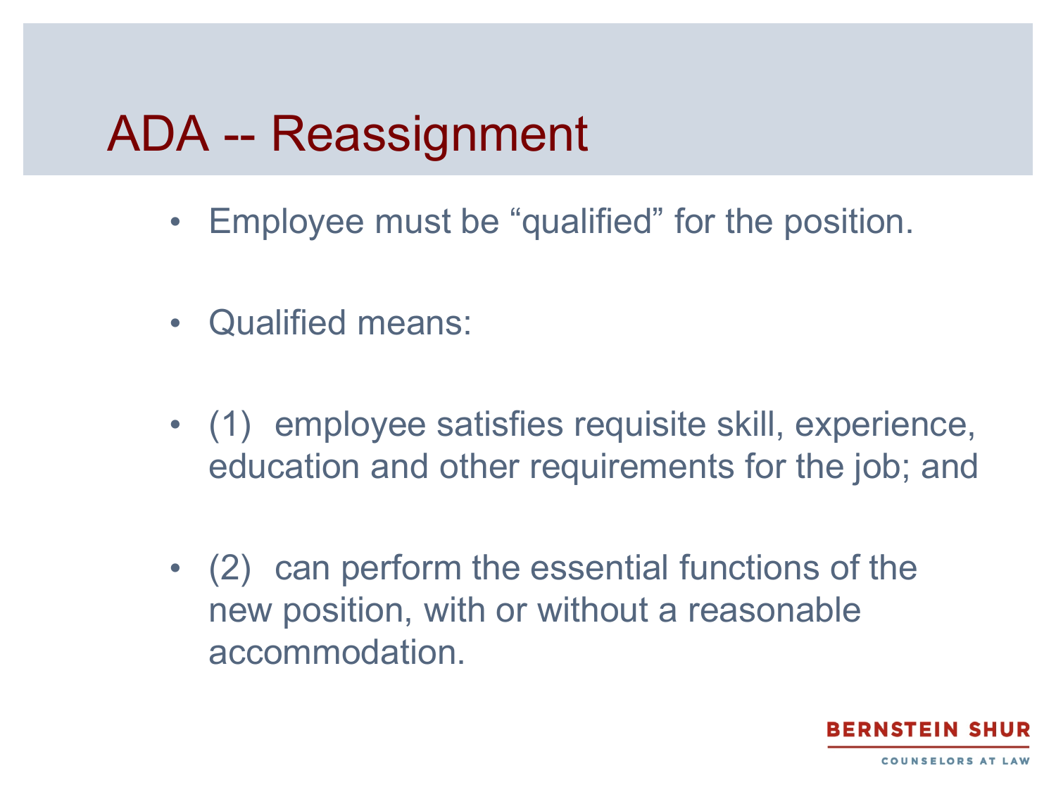# ADA -- Reassignment

- Employee must be "qualified" for the position.
- Qualified means:
- (1) employee satisfies requisite skill, experience, education and other requirements for the job; and
- (2) can perform the essential functions of the new position, with or without a reasonable accommodation.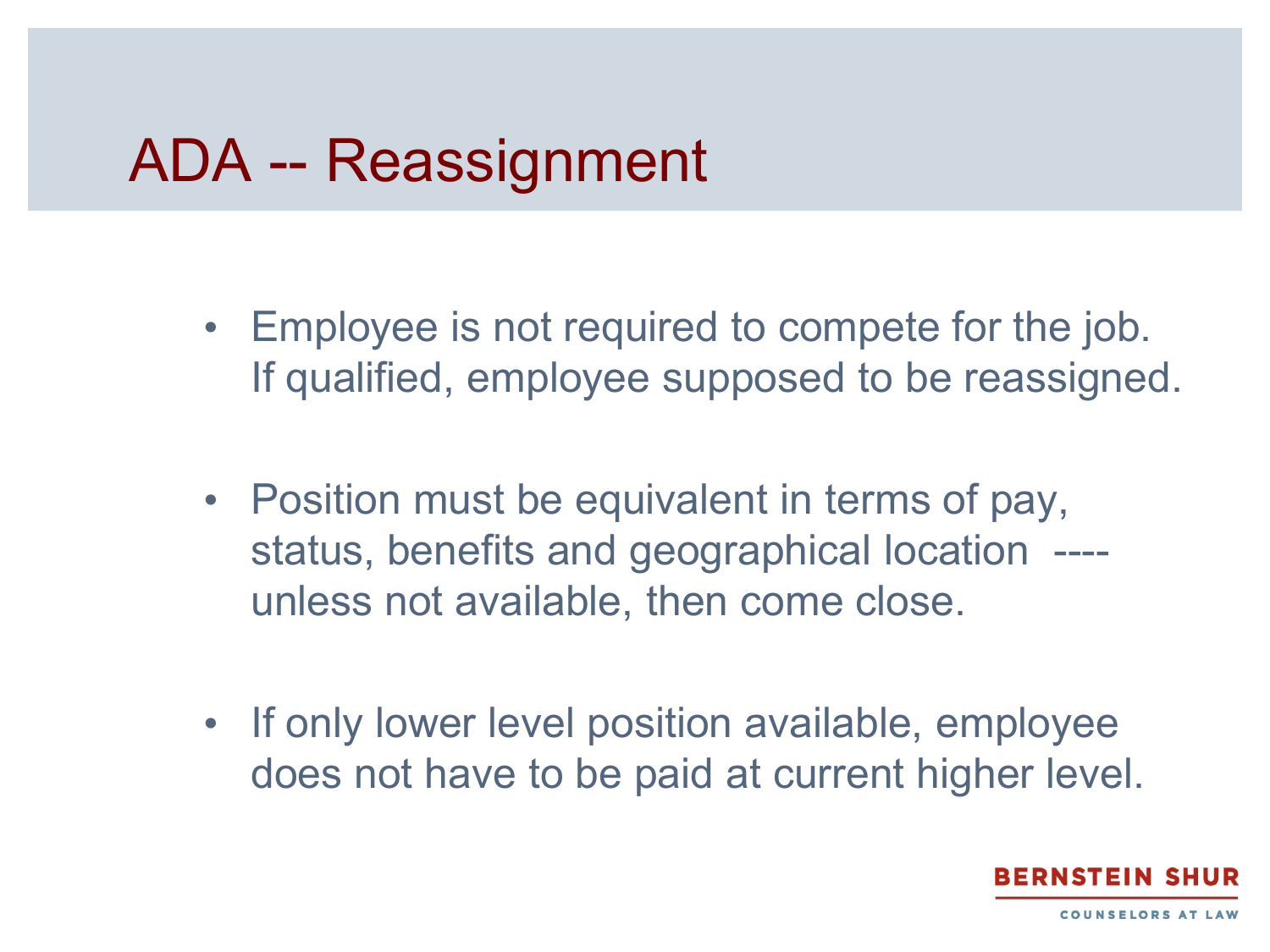# ADA -- Reassignment

- Employee is not required to compete for the job. If qualified, employee supposed to be reassigned.

- Position must be equivalent in terms of pay, status, benefits and geographical location ---- unless not available, then come close.

- If only lower level position available, employee does not have to be paid at current higher level.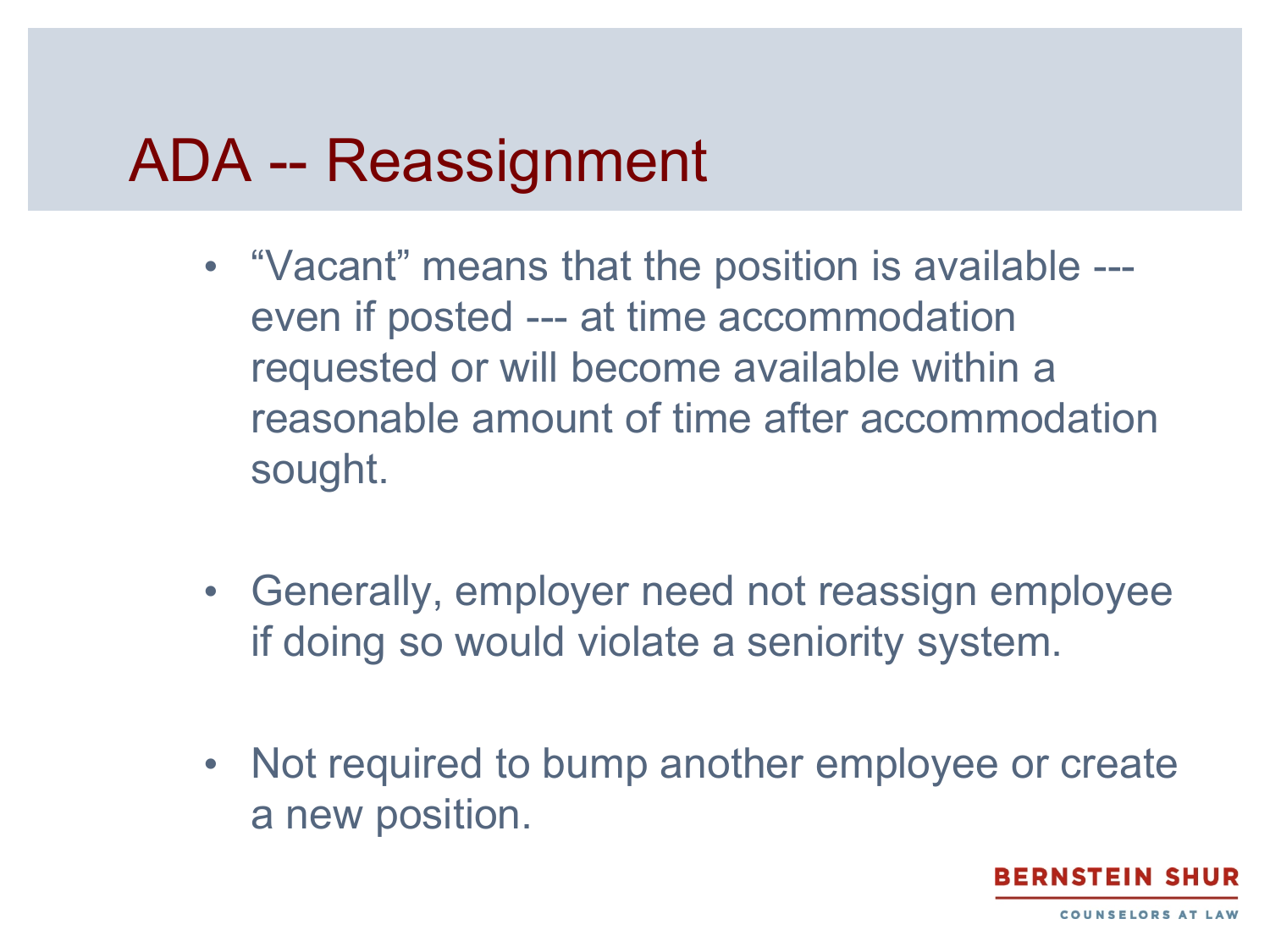# ADA -- Reassignment

- “Vacant” means that the position is available --- even if posted --- at time accommodation requested or will become available within a reasonable amount of time after accommodation sought.

- Generally, employer need not reassign employee if doing so would violate a seniority system.

- Not required to bump another employee or create a new position.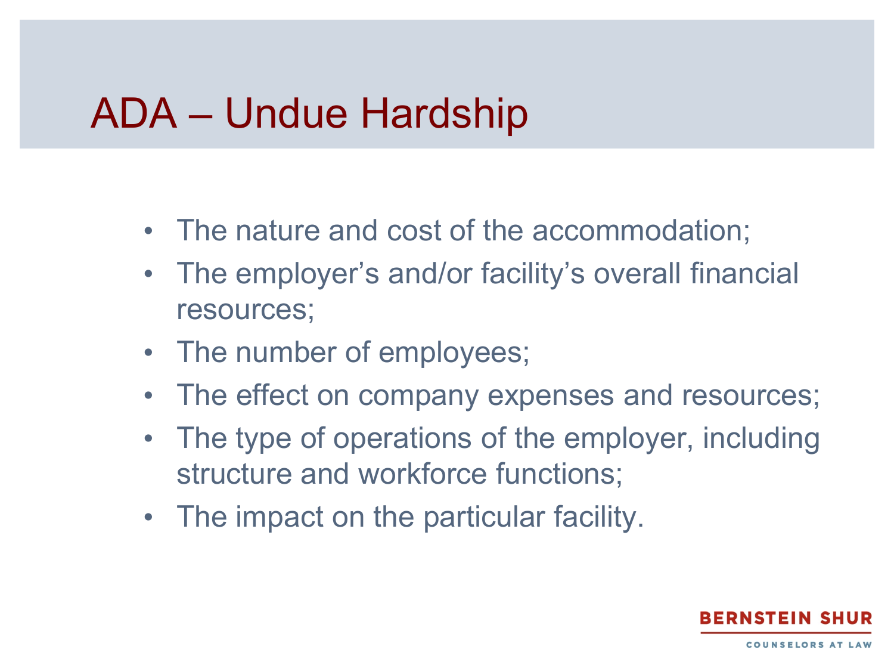# ADA – Undue Hardship

- The nature and cost of the accommodation;
- The employer's and/or facility's overall financial resources;
- The number of employees;
- The effect on company expenses and resources;
- The type of operations of the employer, including structure and workforce functions;
- The impact on the particular facility.

BERNSTEIN SHUR
COUNSELORS AT LAW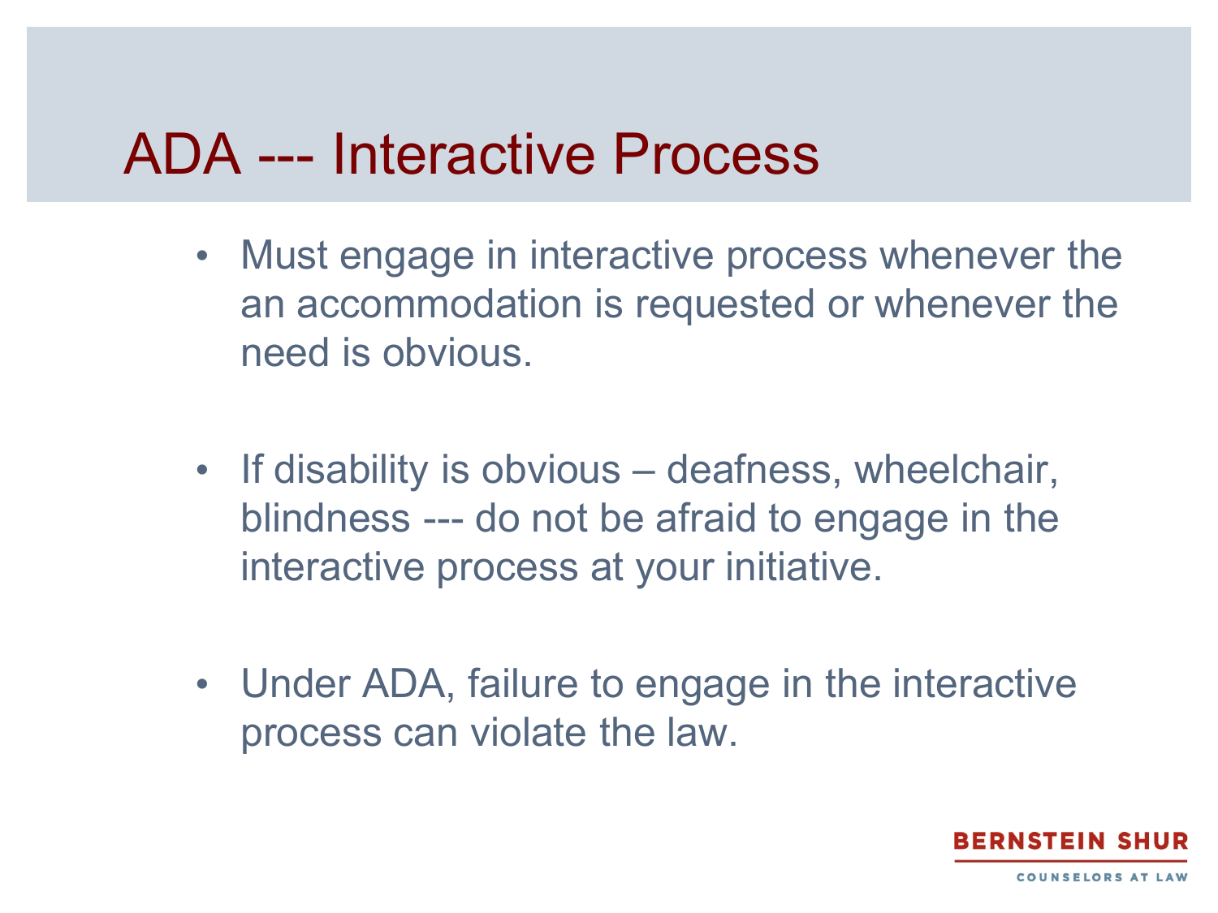# ADA --- Interactive Process

- Must engage in interactive process whenever the an accommodation is requested or whenever the need is obvious.
- If disability is obvious – deafness, wheelchair, blindness --- do not be afraid to engage in the interactive process at your initiative.
- Under ADA, failure to engage in the interactive process can violate the law.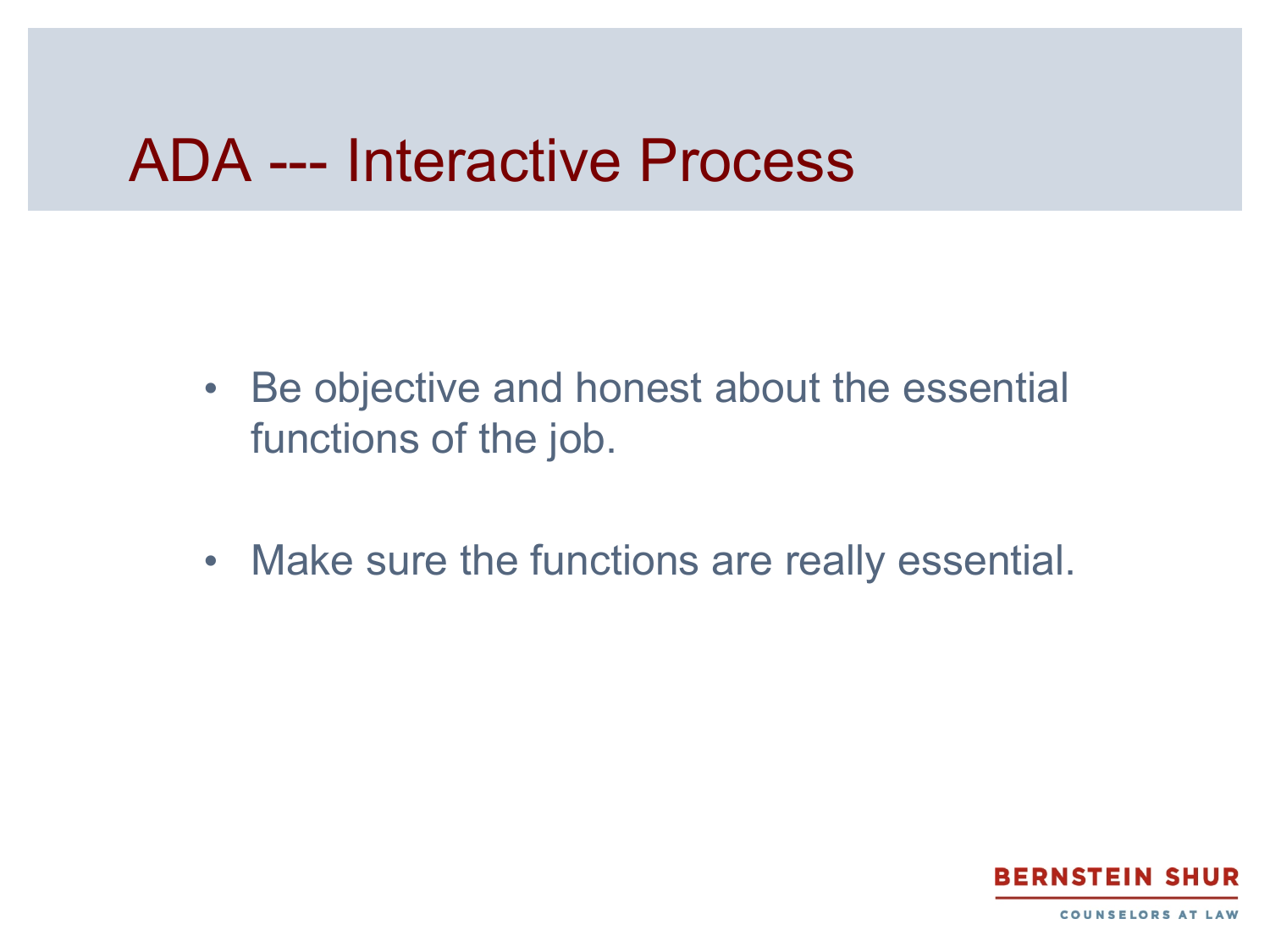# ADA --- Interactive Process

- Be objective and honest about the essential functions of the job.
- Make sure the functions are really essential.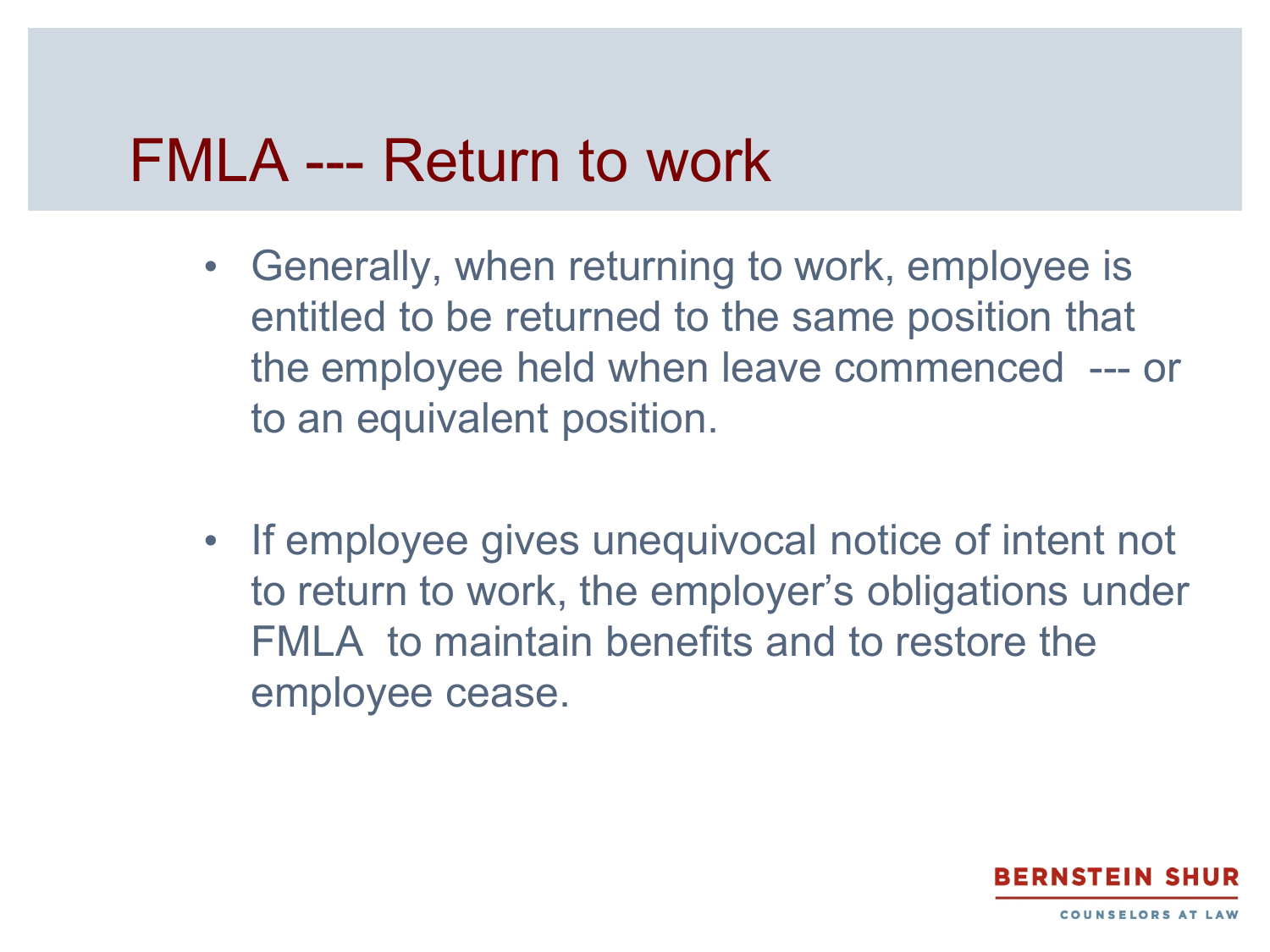# FMLA --- Return to work

- Generally, when returning to work, employee is entitled to be returned to the same position that the employee held when leave commenced --- or to an equivalent position.

- If employee gives unequivocal notice of intent not to return to work, the employer's obligations under FMLA to maintain benefits and to restore the employee cease.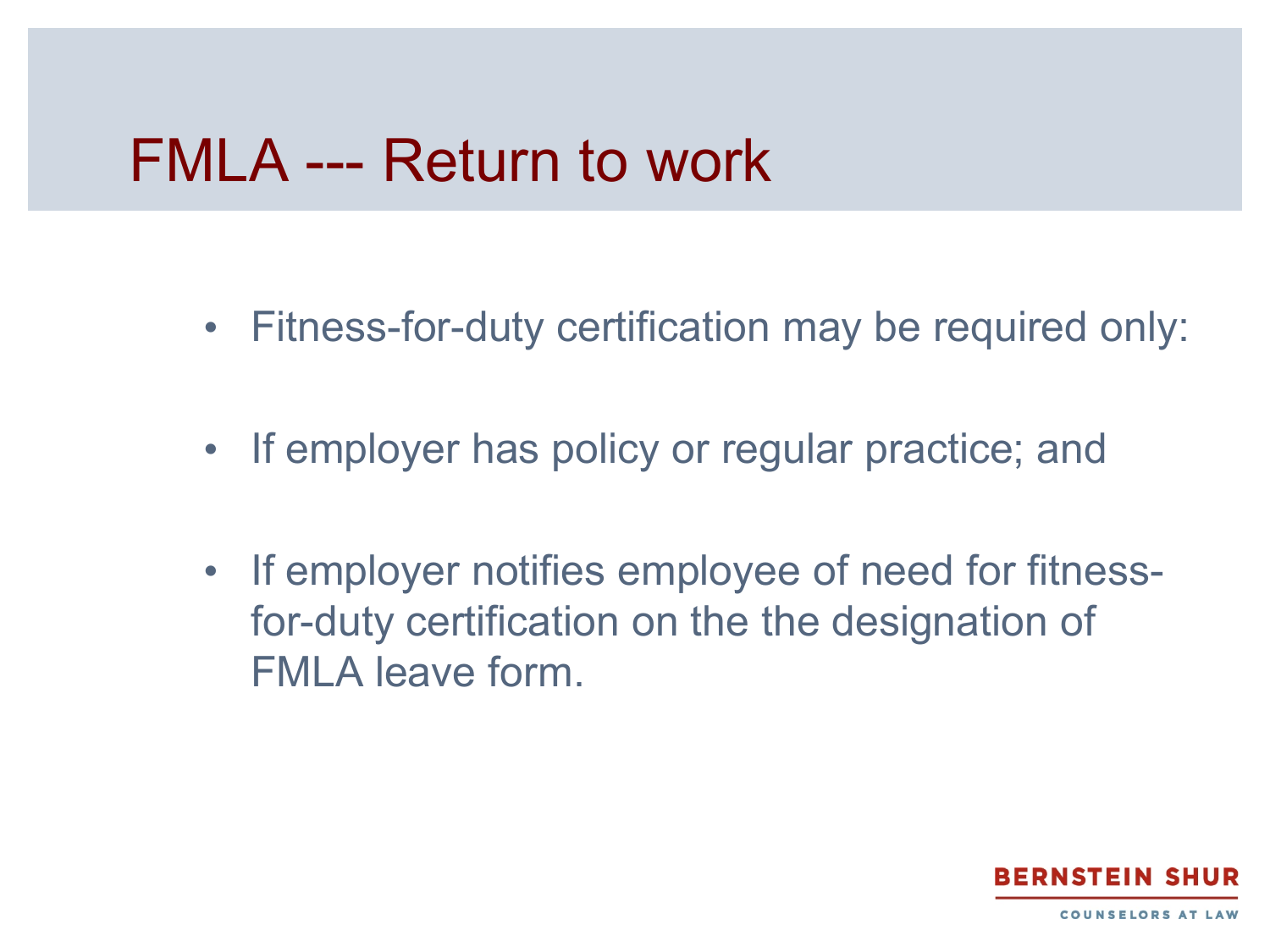# FMLA --- Return to work

- Fitness-for-duty certification may be required only:
- If employer has policy or regular practice; and
- If employer notifies employee of need for fitness-for-duty certification on the the designation of FMLA leave form.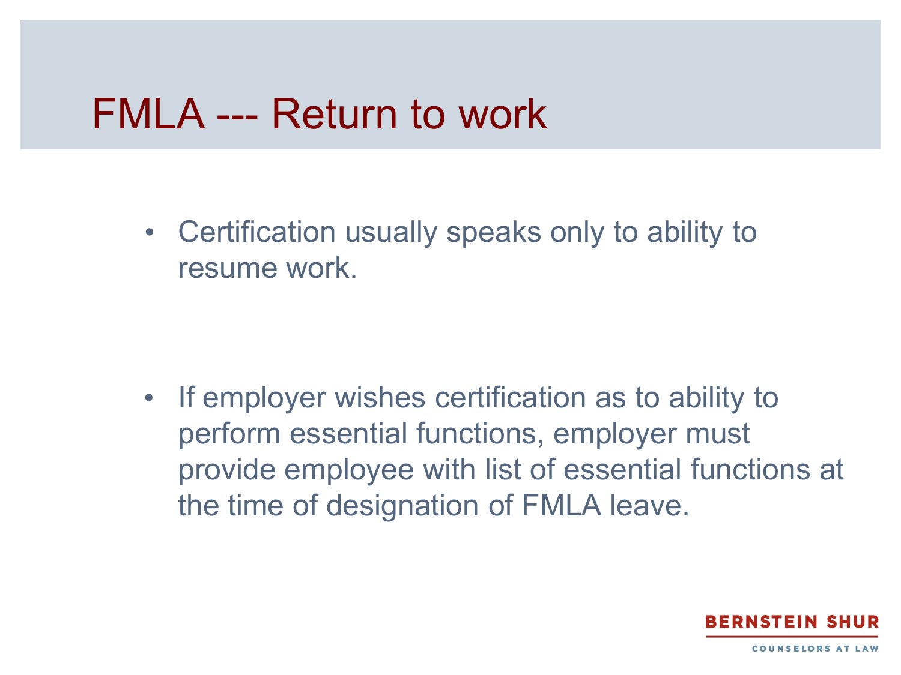# FMLA --- Return to work

- Certification usually speaks only to ability to resume work.

- If employer wishes certification as to ability to perform essential functions, employer must provide employee with list of essential functions at the time of designation of FMLA leave.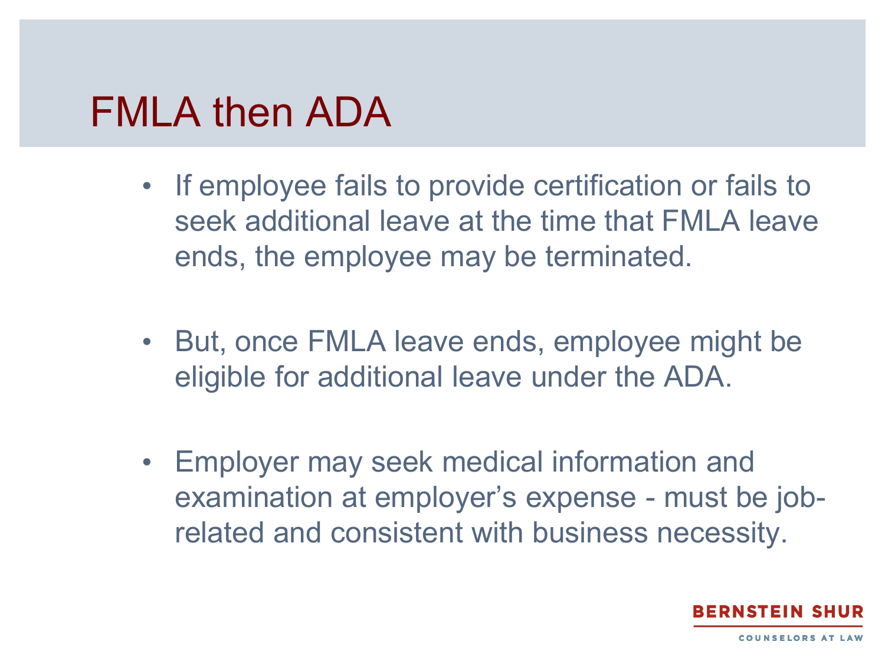# FMLA then ADA

- If employee fails to provide certification or fails to seek additional leave at the time that FMLA leave ends, the employee may be terminated.
- But, once FMLA leave ends, employee might be eligible for additional leave under the ADA.
- Employer may seek medical information and examination at employer's expense - must be job-related and consistent with business necessity.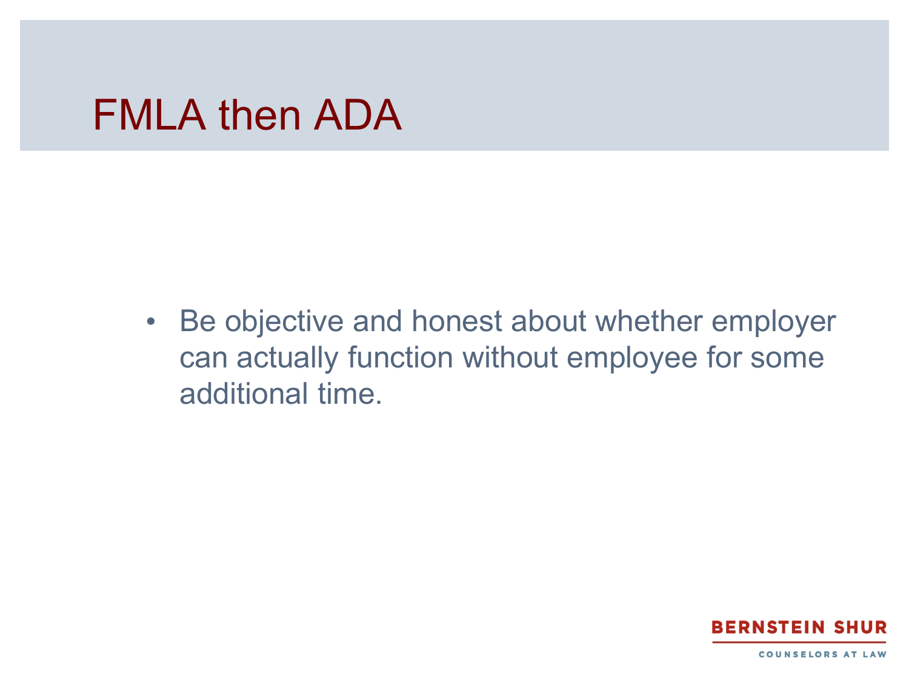# FMLA then ADA

- Be objective and honest about whether employer can actually function without employee for some additional time.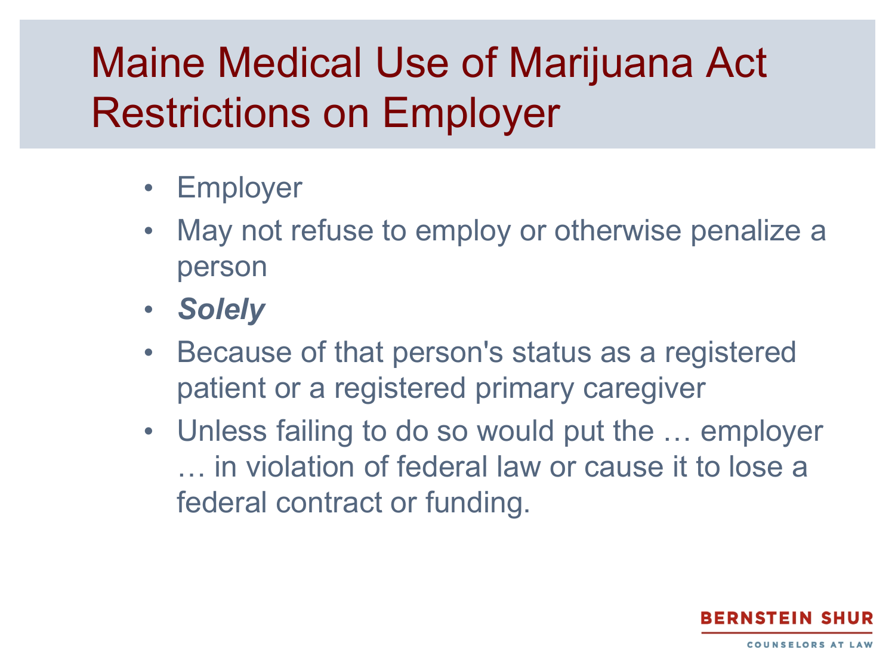# Maine Medical Use of Marijuana Act Restrictions on Employer

- Employer
- May not refuse to employ or otherwise penalize a person
- ***Solely***
- Because of that person's status as a registered patient or a registered primary caregiver
- Unless failing to do so would put the … employer … in violation of federal law or cause it to lose a federal contract or funding.

BERNSTEIN SHUR
COUNSELORS AT LAW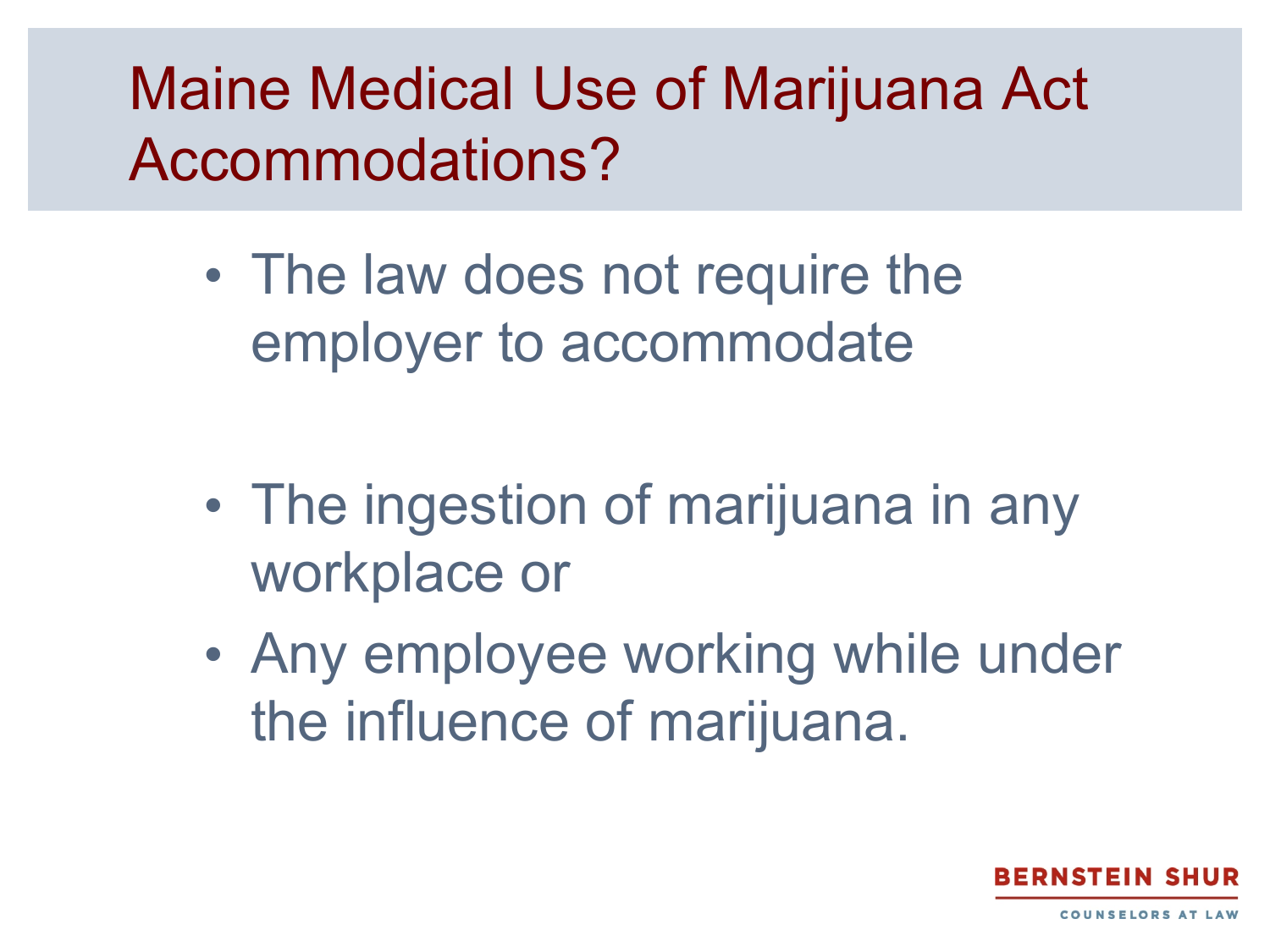# Maine Medical Use of Marijuana Act Accommodations?

- The law does not require the employer to accommodate

- The ingestion of marijuana in any workplace or
- Any employee working while under the influence of marijuana.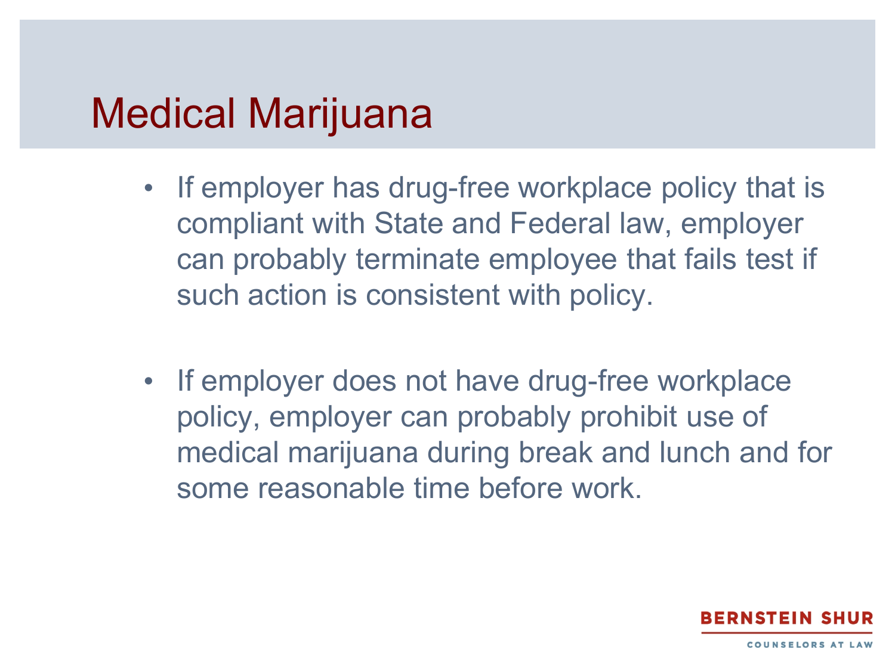# Medical Marijuana

- If employer has drug-free workplace policy that is compliant with State and Federal law, employer can probably terminate employee that fails test if such action is consistent with policy.

- If employer does not have drug-free workplace policy, employer can probably prohibit use of medical marijuana during break and lunch and for some reasonable time before work.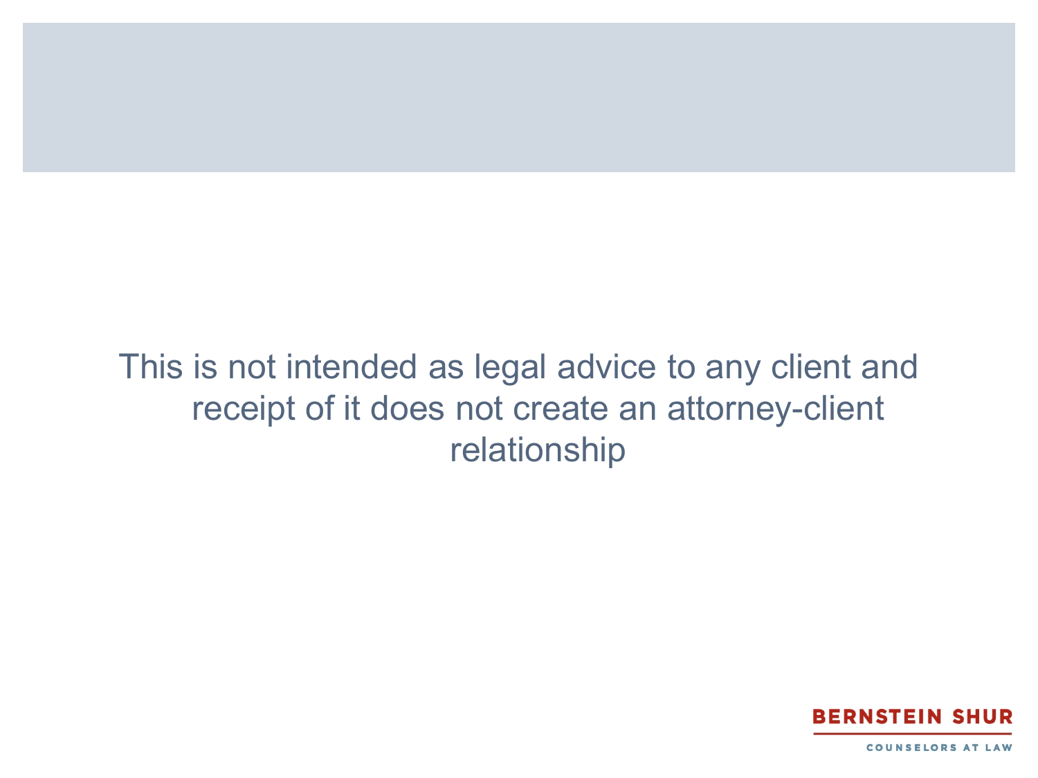This is not intended as legal advice to any client and receipt of it does not create an attorney-client relationship

BERNSTEIN SHUR

COUNSELORS AT LAW